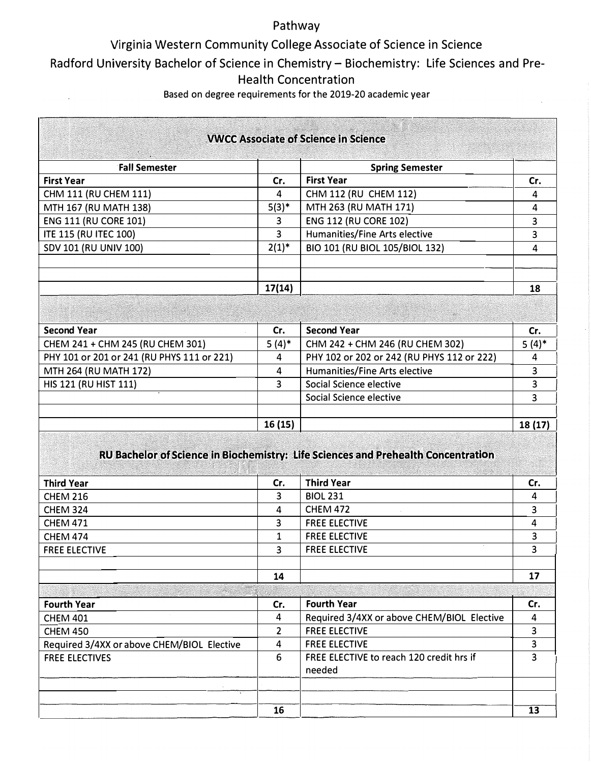# Pathway

## Virginia Western Community College Associate of Science in Science

## Radford University Bachelor of Science in Chemistry – Biochemistry: Life Sciences and Pre-Health Concentration

Based on degree requirements for the 2019-20 academic year

| VWCC Associate of Science in Science | | | |
|---|---|---|---|
| **Fall Semester** | | **Spring Semester** | |
| **First Year** | **Cr.** | **First Year** | **Cr.** |
| CHM 111 (RU CHEM 111) | 4 | CHM 112 (RU CHEM 112) | 4 |
| MTH 167 (RU MATH 138) | 5(3)* | MTH 263 (RU MATH 171) | 4 |
| ENG 111 (RU CORE 101) | 3 | ENG 112 (RU CORE 102) | 3 |
| ITE 115 (RU ITEC 100) | 3 | Humanities/Fine Arts elective | 3 |
| SDV 101 (RU UNIV 100) | 2(1)* | BIO 101 (RU BIOL 105/BIOL 132) | 4 |
| | | | |
| | | | |
| | **17(14)** | | **18** |
| **Second Year** | **Cr.** | **Second Year** | **Cr.** |
| CHEM 241 + CHM 245 (RU CHEM 301) | 5 (4)* | CHM 242 + CHM 246 (RU CHEM 302) | 5 (4)* |
| PHY 101 or 201 or 241 (RU PHYS 111 or 221) | 4 | PHY 102 or 202 or 242 (RU PHYS 112 or 222) | 4 |
| MTH 264 (RU MATH 172) | 4 | Humanities/Fine Arts elective | 3 |
| HIS 121 (RU HIST 111) | 3 | Social Science elective | 3 |
| | | Social Science elective | 3 |
| | | | |
| | **16 (15)** | | **18 (17)** |

| RU Bachelor of Science in Biochemistry: Life Sciences and Prehealth Concentration | | | |
|---|---|---|---|
| **Third Year** | **Cr.** | **Third Year** | **Cr.** |
| CHEM 216 | 3 | BIOL 231 | 4 |
| CHEM 324 | 4 | CHEM 472 | 3 |
| CHEM 471 | 3 | FREE ELECTIVE | 4 |
| CHEM 474 | 1 | FREE ELECTIVE | 3 |
| FREE ELECTIVE | 3 | FREE ELECTIVE | 3 |
| | | | |
| | **14** | | **17** |
| **Fourth Year** | **Cr.** | **Fourth Year** | **Cr.** |
| CHEM 401 | 4 | Required 3/4XX or above CHEM/BIOL Elective | 4 |
| CHEM 450 | 2 | FREE ELECTIVE | 3 |
| Required 3/4XX or above CHEM/BIOL Elective | 4 | FREE ELECTIVE | 3 |
| FREE ELECTIVES | 6 | FREE ELECTIVE to reach 120 credit hrs if needed | 3 |
| | | | |
| | | | |
| | **16** | | **13** |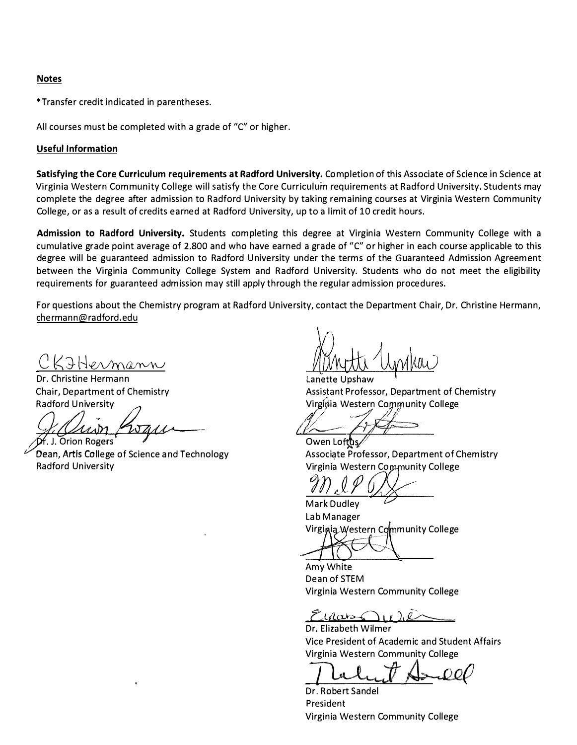**Notes**

*Transfer credit indicated in parentheses.

All courses must be completed with a grade of "C" or higher.

**Useful Information**

**Satisfying the Core Curriculum requirements at Radford University.** Completion of this Associate of Science in Science at Virginia Western Community College will satisfy the Core Curriculum requirements at Radford University. Students may complete the degree after admission to Radford University by taking remaining courses at Virginia Western Community College, or as a result of credits earned at Radford University, up to a limit of 10 credit hours.

**Admission to Radford University.** Students completing this degree at Virginia Western Community College with a cumulative grade point average of 2.800 and who have earned a grade of "C" or higher in each course applicable to this degree will be guaranteed admission to Radford University under the terms of the Guaranteed Admission Agreement between the Virginia Community College System and Radford University. Students who do not meet the eligibility requirements for guaranteed admission may still apply through the regular admission procedures.

For questions about the Chemistry program at Radford University, contact the Department Chair, Dr. Christine Hermann, chermann@radford.edu

Dr. Christine Hermann
Chair, Department of Chemistry
Radford University

Dr. J. Orion Rogers
Dean, Artis College of Science and Technology
Radford University

Lanette Upshaw
Assistant Professor, Department of Chemistry
Virginia Western Community College

Owen Loftus
Associate Professor, Department of Chemistry
Virginia Western Community College

Mark Dudley
Lab Manager
Virginia Western Community College

Amy White
Dean of STEM
Virginia Western Community College

Dr. Elizabeth Wilmer
Vice President of Academic and Student Affairs
Virginia Western Community College

Dr. Robert Sandel
President
Virginia Western Community College